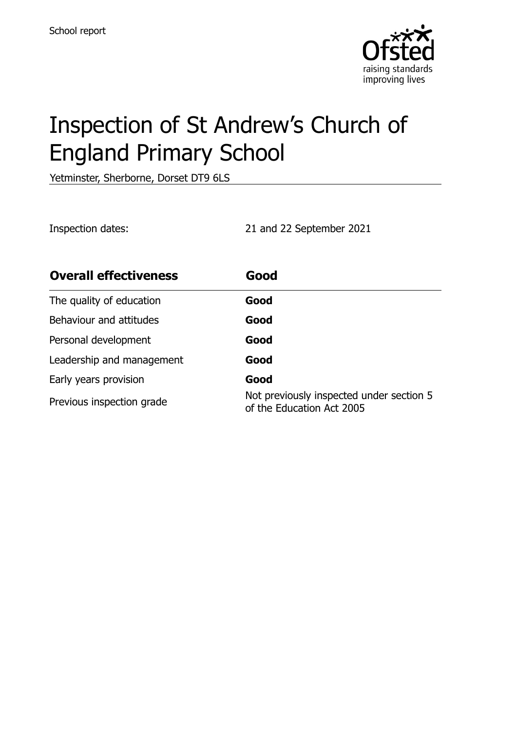School report

# Inspection of St Andrew's Church of England Primary School

Yetminster, Sherborne, Dorset DT9 6LS

Inspection dates: 21 and 22 September 2021

| **Overall effectiveness** | **Good** |
| --- | --- |
| The quality of education | **Good** |
| Behaviour and attitudes | **Good** |
| Personal development | **Good** |
| Leadership and management | **Good** |
| Early years provision | **Good** |
| Previous inspection grade | Not previously inspected under section 5 of the Education Act 2005 |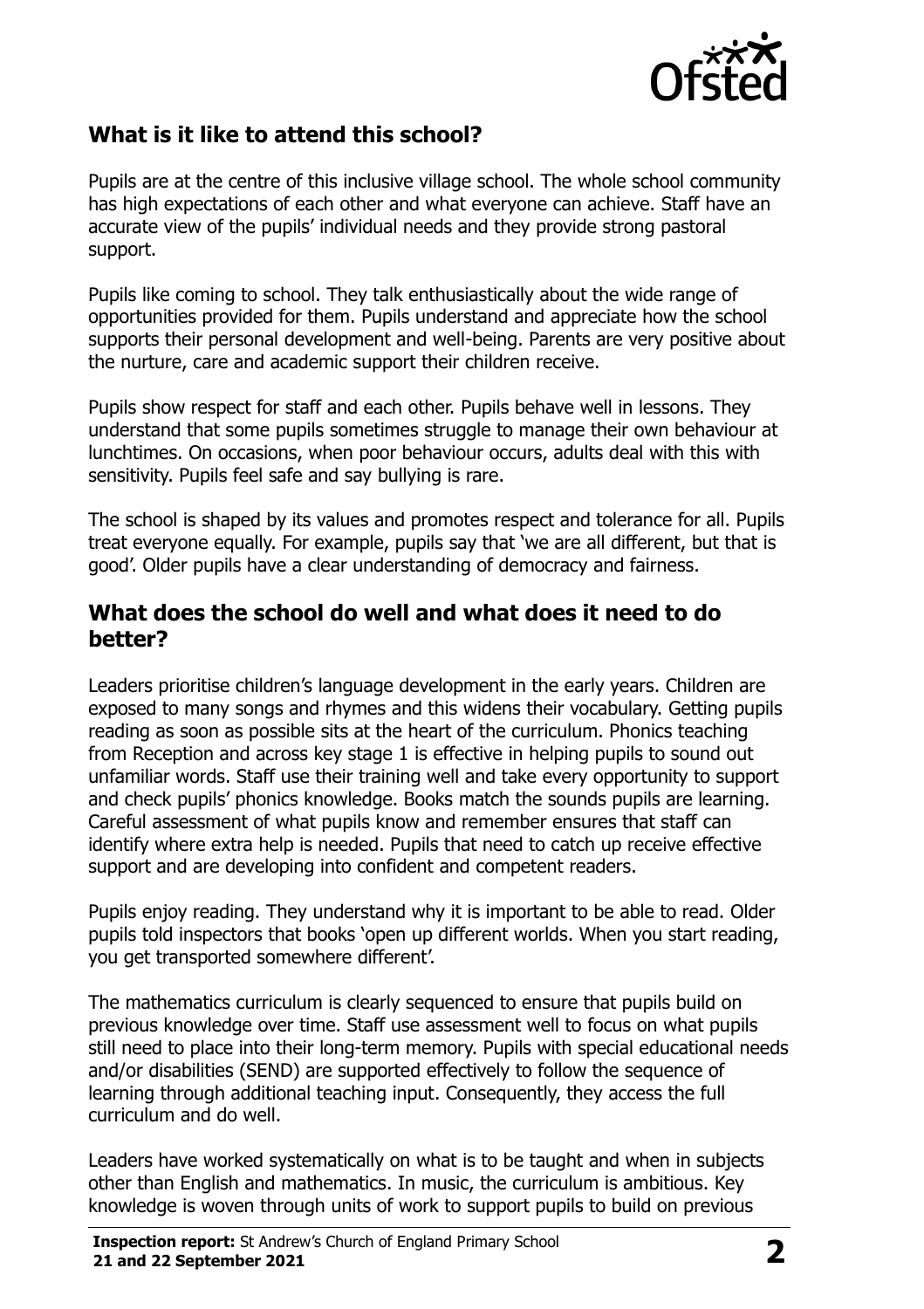## What is it like to attend this school?

Pupils are at the centre of this inclusive village school. The whole school community has high expectations of each other and what everyone can achieve. Staff have an accurate view of the pupils' individual needs and they provide strong pastoral support.

Pupils like coming to school. They talk enthusiastically about the wide range of opportunities provided for them. Pupils understand and appreciate how the school supports their personal development and well-being. Parents are very positive about the nurture, care and academic support their children receive.

Pupils show respect for staff and each other. Pupils behave well in lessons. They understand that some pupils sometimes struggle to manage their own behaviour at lunchtimes. On occasions, when poor behaviour occurs, adults deal with this with sensitivity. Pupils feel safe and say bullying is rare.

The school is shaped by its values and promotes respect and tolerance for all. Pupils treat everyone equally. For example, pupils say that 'we are all different, but that is good'. Older pupils have a clear understanding of democracy and fairness.

## What does the school do well and what does it need to do better?

Leaders prioritise children's language development in the early years. Children are exposed to many songs and rhymes and this widens their vocabulary. Getting pupils reading as soon as possible sits at the heart of the curriculum. Phonics teaching from Reception and across key stage 1 is effective in helping pupils to sound out unfamiliar words. Staff use their training well and take every opportunity to support and check pupils' phonics knowledge. Books match the sounds pupils are learning. Careful assessment of what pupils know and remember ensures that staff can identify where extra help is needed. Pupils that need to catch up receive effective support and are developing into confident and competent readers.

Pupils enjoy reading. They understand why it is important to be able to read. Older pupils told inspectors that books 'open up different worlds. When you start reading, you get transported somewhere different'.

The mathematics curriculum is clearly sequenced to ensure that pupils build on previous knowledge over time. Staff use assessment well to focus on what pupils still need to place into their long-term memory. Pupils with special educational needs and/or disabilities (SEND) are supported effectively to follow the sequence of learning through additional teaching input. Consequently, they access the full curriculum and do well.

Leaders have worked systematically on what is to be taught and when in subjects other than English and mathematics. In music, the curriculum is ambitious. Key knowledge is woven through units of work to support pupils to build on previous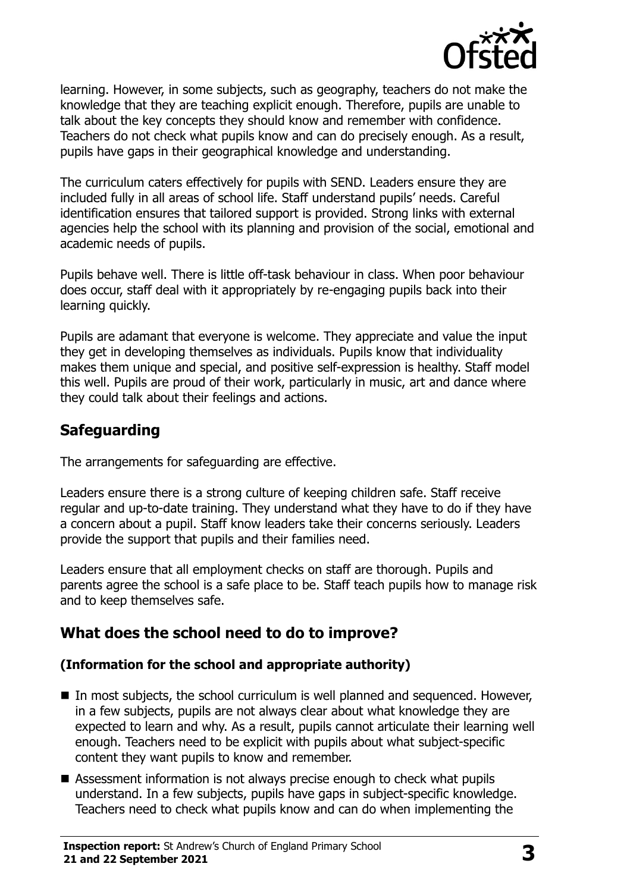learning. However, in some subjects, such as geography, teachers do not make the knowledge that they are teaching explicit enough. Therefore, pupils are unable to talk about the key concepts they should know and remember with confidence. Teachers do not check what pupils know and can do precisely enough. As a result, pupils have gaps in their geographical knowledge and understanding.

The curriculum caters effectively for pupils with SEND. Leaders ensure they are included fully in all areas of school life. Staff understand pupils' needs. Careful identification ensures that tailored support is provided. Strong links with external agencies help the school with its planning and provision of the social, emotional and academic needs of pupils.

Pupils behave well. There is little off-task behaviour in class. When poor behaviour does occur, staff deal with it appropriately by re-engaging pupils back into their learning quickly.

Pupils are adamant that everyone is welcome. They appreciate and value the input they get in developing themselves as individuals. Pupils know that individuality makes them unique and special, and positive self-expression is healthy. Staff model this well. Pupils are proud of their work, particularly in music, art and dance where they could talk about their feelings and actions.

## Safeguarding

The arrangements for safeguarding are effective.

Leaders ensure there is a strong culture of keeping children safe. Staff receive regular and up-to-date training. They understand what they have to do if they have a concern about a pupil. Staff know leaders take their concerns seriously. Leaders provide the support that pupils and their families need.

Leaders ensure that all employment checks on staff are thorough. Pupils and parents agree the school is a safe place to be. Staff teach pupils how to manage risk and to keep themselves safe.

## What does the school need to do to improve?

### (Information for the school and appropriate authority)

- In most subjects, the school curriculum is well planned and sequenced. However, in a few subjects, pupils are not always clear about what knowledge they are expected to learn and why. As a result, pupils cannot articulate their learning well enough. Teachers need to be explicit with pupils about what subject-specific content they want pupils to know and remember.
- Assessment information is not always precise enough to check what pupils understand. In a few subjects, pupils have gaps in subject-specific knowledge. Teachers need to check what pupils know and can do when implementing the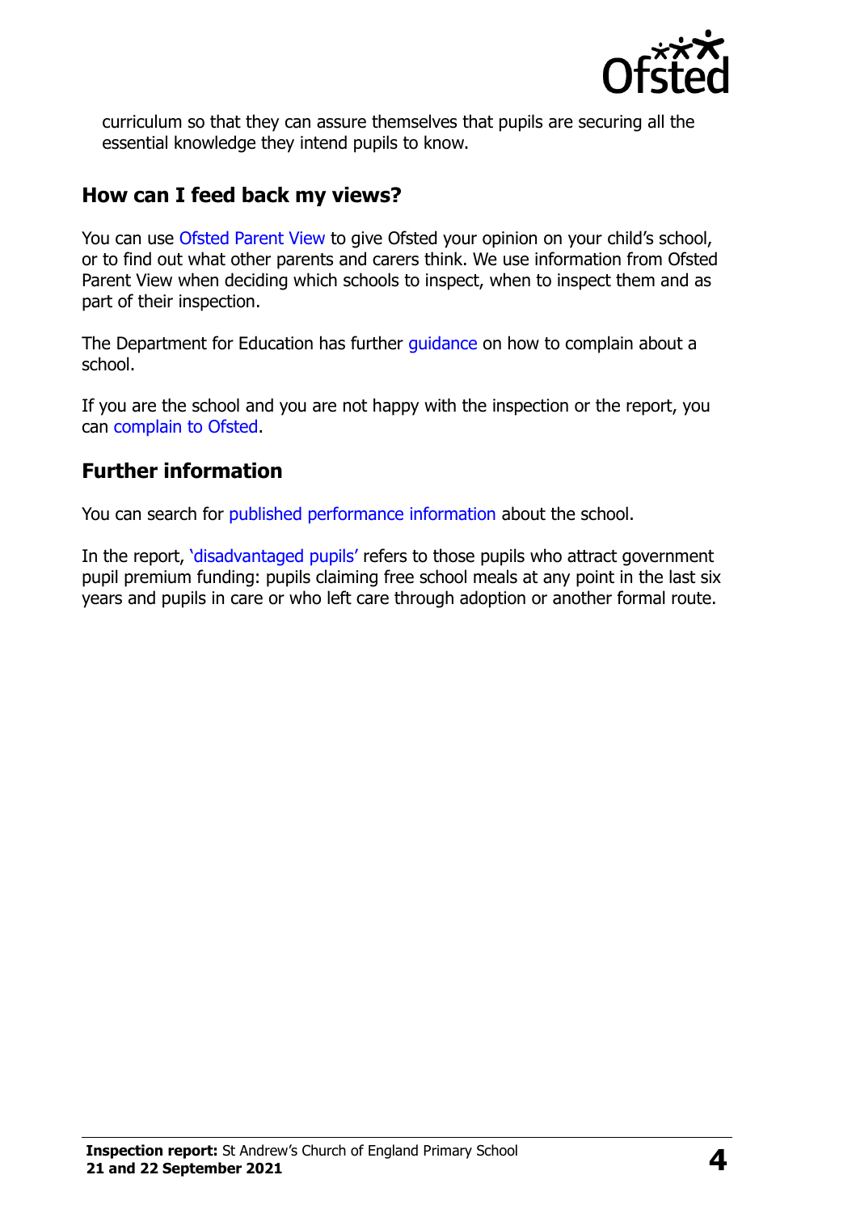curriculum so that they can assure themselves that pupils are securing all the essential knowledge they intend pupils to know.

## How can I feed back my views?

You can use Ofsted Parent View to give Ofsted your opinion on your child's school, or to find out what other parents and carers think. We use information from Ofsted Parent View when deciding which schools to inspect, when to inspect them and as part of their inspection.

The Department for Education has further guidance on how to complain about a school.

If you are the school and you are not happy with the inspection or the report, you can complain to Ofsted.

## Further information

You can search for published performance information about the school.

In the report, 'disadvantaged pupils' refers to those pupils who attract government pupil premium funding: pupils claiming free school meals at any point in the last six years and pupils in care or who left care through adoption or another formal route.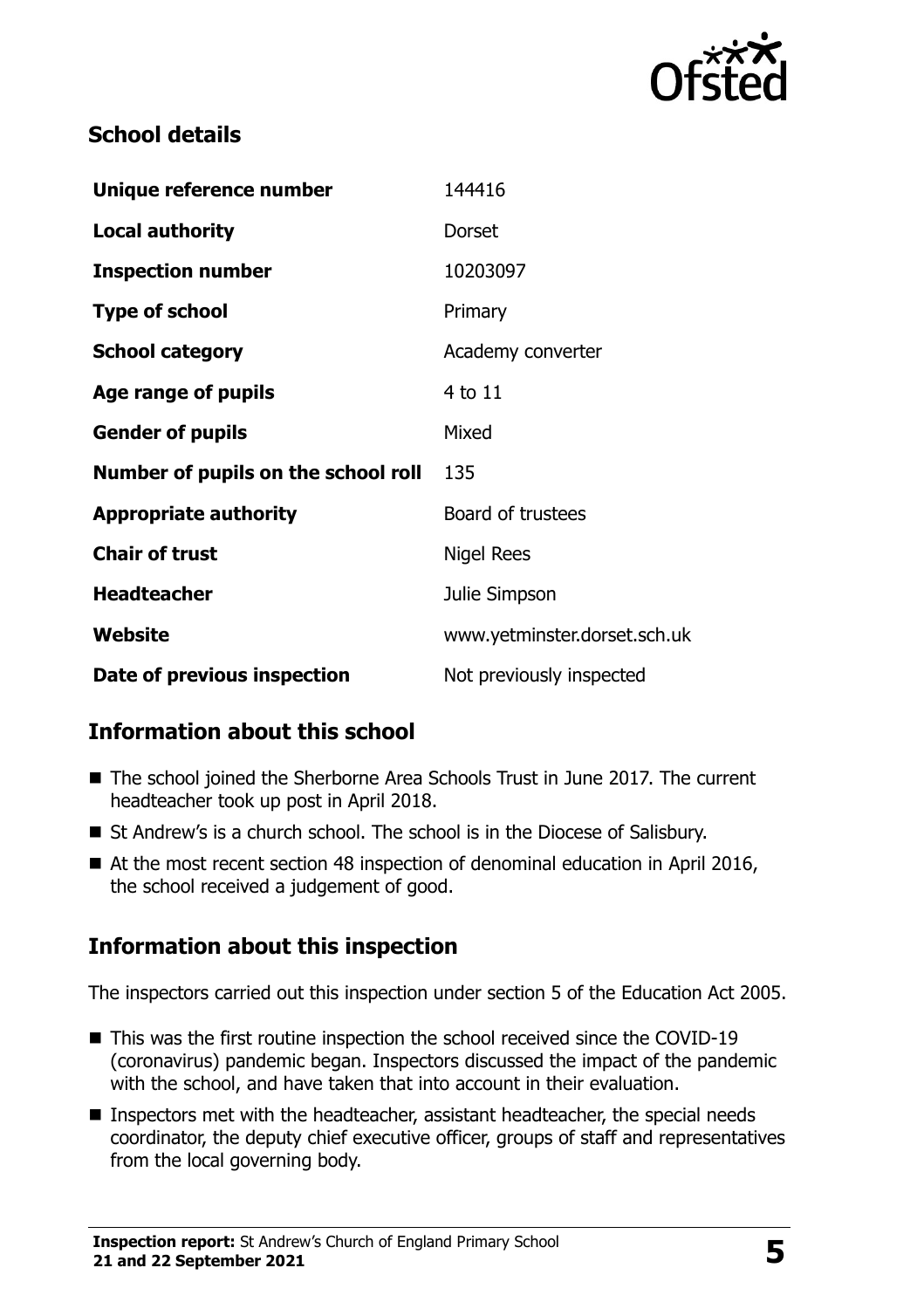## School details

| | |
|---|---|
| **Unique reference number** | 144416 |
| **Local authority** | Dorset |
| **Inspection number** | 10203097 |
| **Type of school** | Primary |
| **School category** | Academy converter |
| **Age range of pupils** | 4 to 11 |
| **Gender of pupils** | Mixed |
| **Number of pupils on the school roll** | 135 |
| **Appropriate authority** | Board of trustees |
| **Chair of trust** | Nigel Rees |
| **Headteacher** | Julie Simpson |
| **Website** | www.yetminster.dorset.sch.uk |
| **Date of previous inspection** | Not previously inspected |

## Information about this school

- The school joined the Sherborne Area Schools Trust in June 2017. The current headteacher took up post in April 2018.
- St Andrew's is a church school. The school is in the Diocese of Salisbury.
- At the most recent section 48 inspection of denominal education in April 2016, the school received a judgement of good.

## Information about this inspection

The inspectors carried out this inspection under section 5 of the Education Act 2005.

- This was the first routine inspection the school received since the COVID-19 (coronavirus) pandemic began. Inspectors discussed the impact of the pandemic with the school, and have taken that into account in their evaluation.
- Inspectors met with the headteacher, assistant headteacher, the special needs coordinator, the deputy chief executive officer, groups of staff and representatives from the local governing body.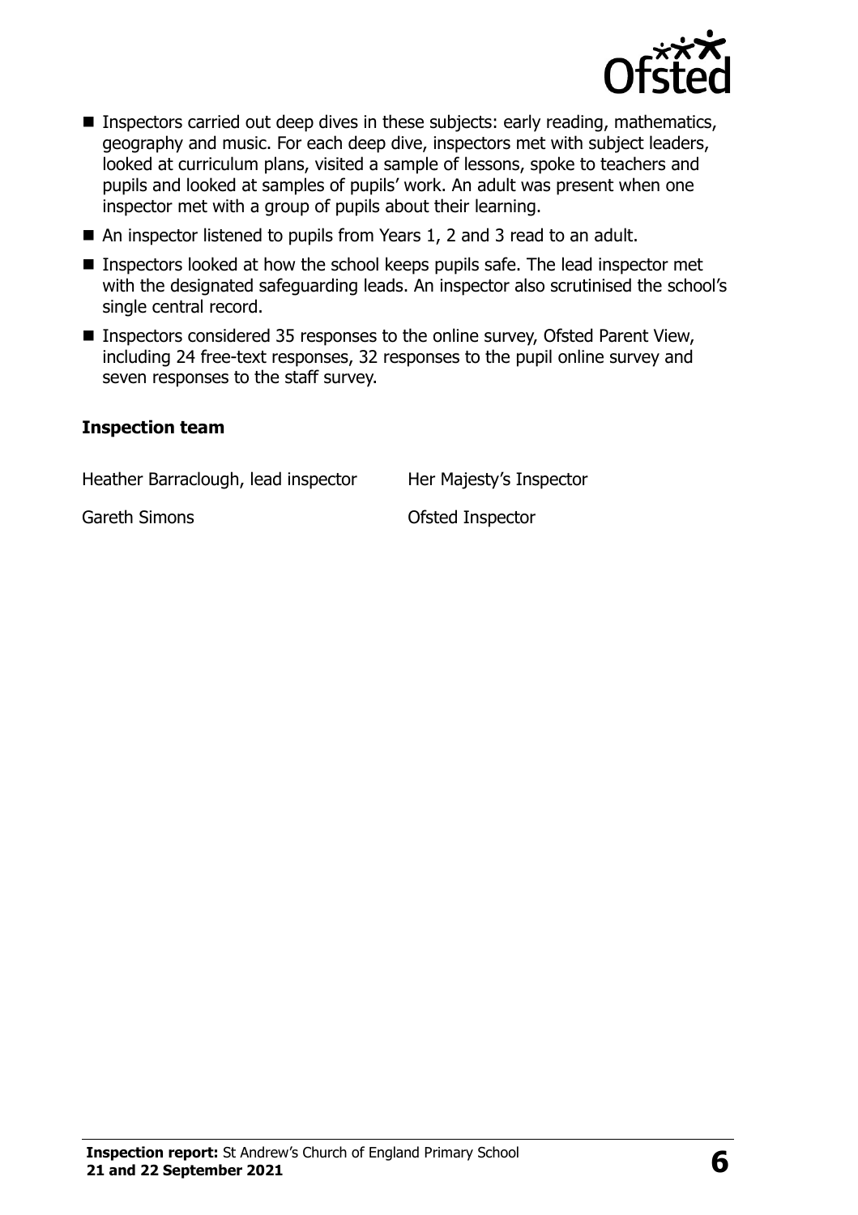- Inspectors carried out deep dives in these subjects: early reading, mathematics, geography and music. For each deep dive, inspectors met with subject leaders, looked at curriculum plans, visited a sample of lessons, spoke to teachers and pupils and looked at samples of pupils' work. An adult was present when one inspector met with a group of pupils about their learning.
- An inspector listened to pupils from Years 1, 2 and 3 read to an adult.
- Inspectors looked at how the school keeps pupils safe. The lead inspector met with the designated safeguarding leads. An inspector also scrutinised the school's single central record.
- Inspectors considered 35 responses to the online survey, Ofsted Parent View, including 24 free-text responses, 32 responses to the pupil online survey and seven responses to the staff survey.

### Inspection team

| | |
|---|---|
| Heather Barraclough, lead inspector | Her Majesty's Inspector |
| Gareth Simons | Ofsted Inspector |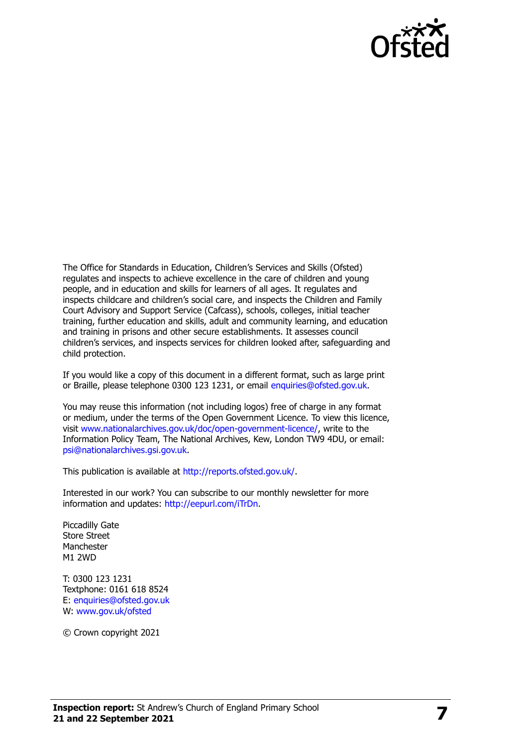The Office for Standards in Education, Children's Services and Skills (Ofsted) regulates and inspects to achieve excellence in the care of children and young people, and in education and skills for learners of all ages. It regulates and inspects childcare and children's social care, and inspects the Children and Family Court Advisory and Support Service (Cafcass), schools, colleges, initial teacher training, further education and skills, adult and community learning, and education and training in prisons and other secure establishments. It assesses council children's services, and inspects services for children looked after, safeguarding and child protection.

If you would like a copy of this document in a different format, such as large print or Braille, please telephone 0300 123 1231, or email enquiries@ofsted.gov.uk.

You may reuse this information (not including logos) free of charge in any format or medium, under the terms of the Open Government Licence. To view this licence, visit www.nationalarchives.gov.uk/doc/open-government-licence/, write to the Information Policy Team, The National Archives, Kew, London TW9 4DU, or email: psi@nationalarchives.gsi.gov.uk.

This publication is available at http://reports.ofsted.gov.uk/.

Interested in our work? You can subscribe to our monthly newsletter for more information and updates: http://eepurl.com/iTrDn.

Piccadilly Gate
Store Street
Manchester
M1 2WD

T: 0300 123 1231
Textphone: 0161 618 8524
E: enquiries@ofsted.gov.uk
W: www.gov.uk/ofsted

© Crown copyright 2021